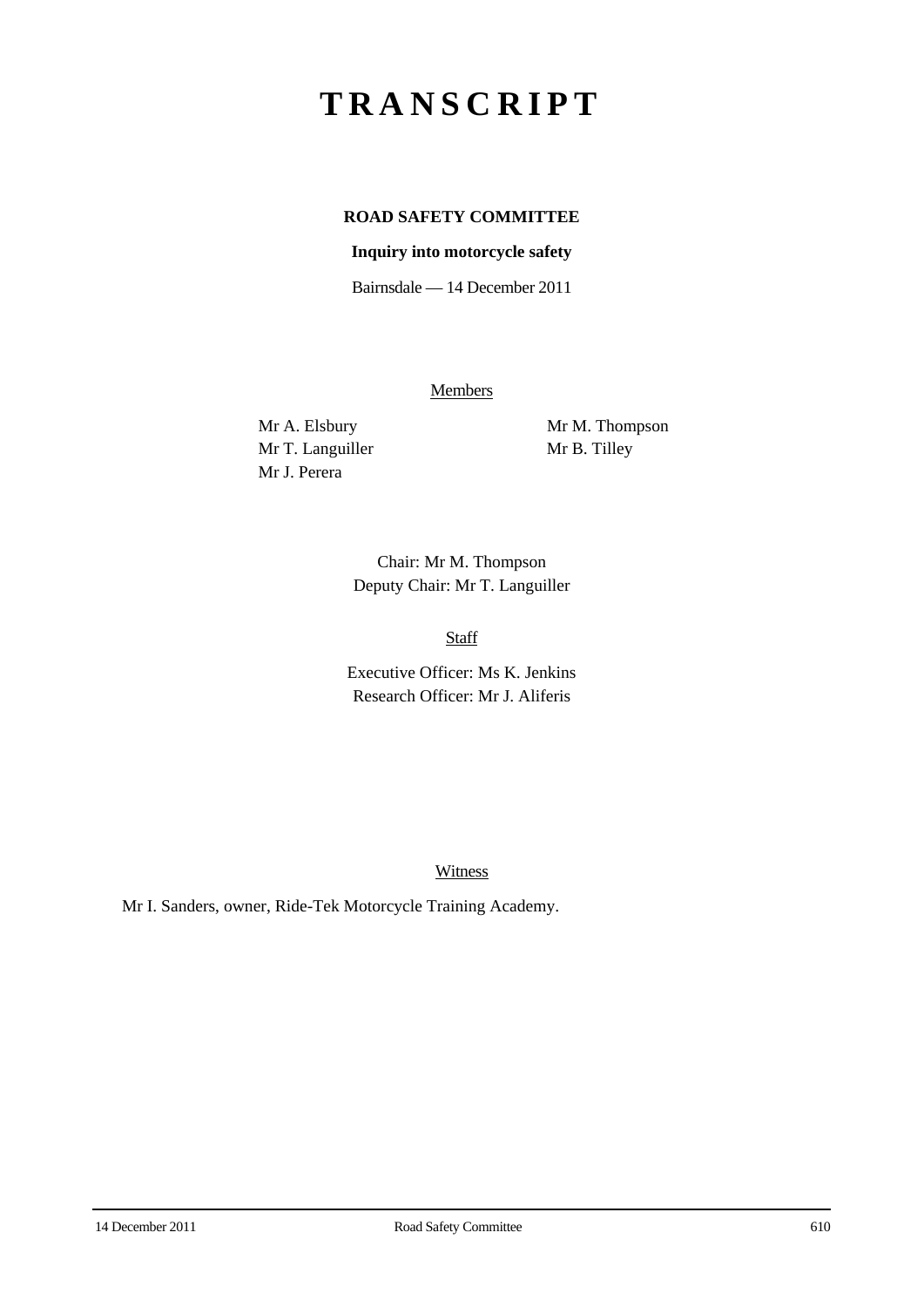# TRANSCRIPT

**ROAD SAFETY COMMITTEE**

**Inquiry into motorcycle safety**

Bairnsdale — 14 December 2011

Members

Mr A. Elsbury
Mr T. Languiller
Mr J. Perera
Mr M. Thompson
Mr B. Tilley

Chair: Mr M. Thompson
Deputy Chair: Mr T. Languiller

Staff

Executive Officer: Ms K. Jenkins
Research Officer: Mr J. Aliferis

Witness

Mr I. Sanders, owner, Ride-Tek Motorcycle Training Academy.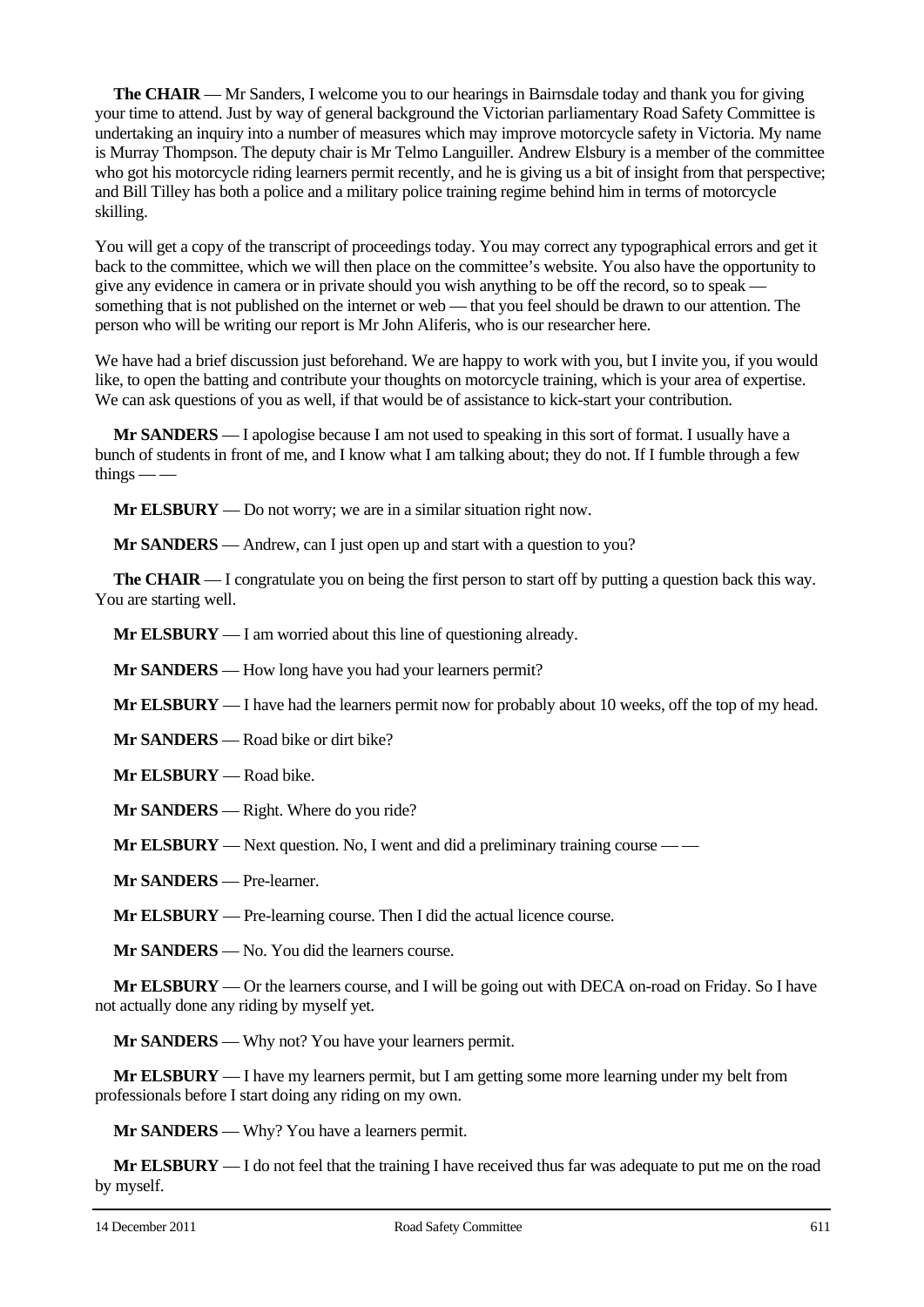**The CHAIR** — Mr Sanders, I welcome you to our hearings in Bairnsdale today and thank you for giving your time to attend. Just by way of general background the Victorian parliamentary Road Safety Committee is undertaking an inquiry into a number of measures which may improve motorcycle safety in Victoria. My name is Murray Thompson. The deputy chair is Mr Telmo Languiller. Andrew Elsbury is a member of the committee who got his motorcycle riding learners permit recently, and he is giving us a bit of insight from that perspective; and Bill Tilley has both a police and a military police training regime behind him in terms of motorcycle skilling.

You will get a copy of the transcript of proceedings today. You may correct any typographical errors and get it back to the committee, which we will then place on the committee's website. You also have the opportunity to give any evidence in camera or in private should you wish anything to be off the record, so to speak — something that is not published on the internet or web — that you feel should be drawn to our attention. The person who will be writing our report is Mr John Aliferis, who is our researcher here.

We have had a brief discussion just beforehand. We are happy to work with you, but I invite you, if you would like, to open the batting and contribute your thoughts on motorcycle training, which is your area of expertise. We can ask questions of you as well, if that would be of assistance to kick-start your contribution.

**Mr SANDERS** — I apologise because I am not used to speaking in this sort of format. I usually have a bunch of students in front of me, and I know what I am talking about; they do not. If I fumble through a few things — —

**Mr ELSBURY** — Do not worry; we are in a similar situation right now.

**Mr SANDERS** — Andrew, can I just open up and start with a question to you?

**The CHAIR** — I congratulate you on being the first person to start off by putting a question back this way. You are starting well.

**Mr ELSBURY** — I am worried about this line of questioning already.

**Mr SANDERS** — How long have you had your learners permit?

**Mr ELSBURY** — I have had the learners permit now for probably about 10 weeks, off the top of my head.

**Mr SANDERS** — Road bike or dirt bike?

**Mr ELSBURY** — Road bike.

**Mr SANDERS** — Right. Where do you ride?

**Mr ELSBURY** — Next question. No, I went and did a preliminary training course — —

**Mr SANDERS** — Pre-learner.

**Mr ELSBURY** — Pre-learning course. Then I did the actual licence course.

**Mr SANDERS** — No. You did the learners course.

**Mr ELSBURY** — Or the learners course, and I will be going out with DECA on-road on Friday. So I have not actually done any riding by myself yet.

**Mr SANDERS** — Why not? You have your learners permit.

**Mr ELSBURY** — I have my learners permit, but I am getting some more learning under my belt from professionals before I start doing any riding on my own.

**Mr SANDERS** — Why? You have a learners permit.

**Mr ELSBURY** — I do not feel that the training I have received thus far was adequate to put me on the road by myself.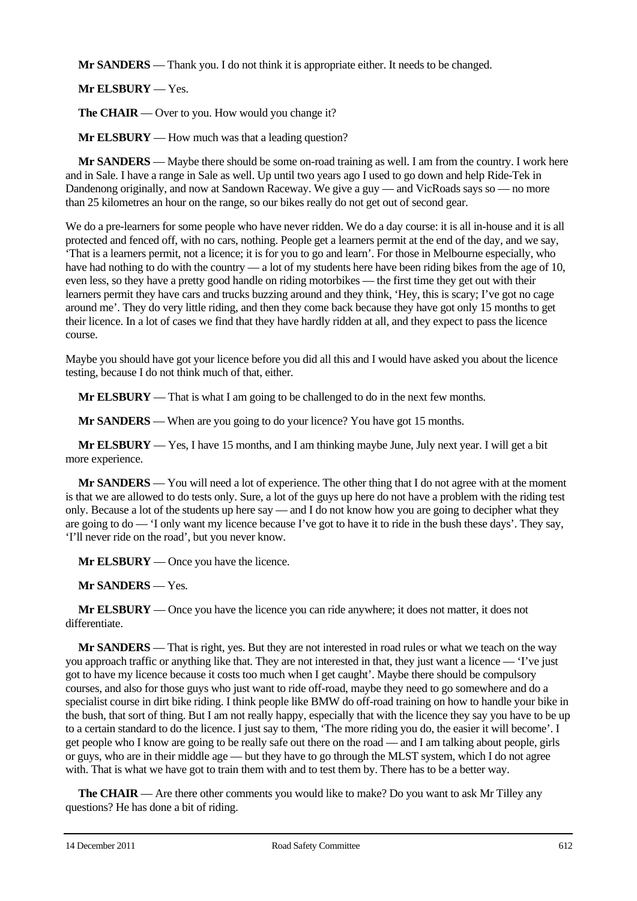**Mr SANDERS** — Thank you. I do not think it is appropriate either. It needs to be changed.

**Mr ELSBURY** — Yes.

**The CHAIR** — Over to you. How would you change it?

**Mr ELSBURY** — How much was that a leading question?

**Mr SANDERS** — Maybe there should be some on-road training as well. I am from the country. I work here and in Sale. I have a range in Sale as well. Up until two years ago I used to go down and help Ride-Tek in Dandenong originally, and now at Sandown Raceway. We give a guy — and VicRoads says so — no more than 25 kilometres an hour on the range, so our bikes really do not get out of second gear.

We do a pre-learners for some people who have never ridden. We do a day course: it is all in-house and it is all protected and fenced off, with no cars, nothing. People get a learners permit at the end of the day, and we say, 'That is a learners permit, not a licence; it is for you to go and learn'. For those in Melbourne especially, who have had nothing to do with the country — a lot of my students here have been riding bikes from the age of 10, even less, so they have a pretty good handle on riding motorbikes — the first time they get out with their learners permit they have cars and trucks buzzing around and they think, 'Hey, this is scary; I've got no cage around me'. They do very little riding, and then they come back because they have got only 15 months to get their licence. In a lot of cases we find that they have hardly ridden at all, and they expect to pass the licence course.

Maybe you should have got your licence before you did all this and I would have asked you about the licence testing, because I do not think much of that, either.

**Mr ELSBURY** — That is what I am going to be challenged to do in the next few months.

**Mr SANDERS** — When are you going to do your licence? You have got 15 months.

**Mr ELSBURY** — Yes, I have 15 months, and I am thinking maybe June, July next year. I will get a bit more experience.

**Mr SANDERS** — You will need a lot of experience. The other thing that I do not agree with at the moment is that we are allowed to do tests only. Sure, a lot of the guys up here do not have a problem with the riding test only. Because a lot of the students up here say — and I do not know how you are going to decipher what they are going to do — 'I only want my licence because I've got to have it to ride in the bush these days'. They say, 'I'll never ride on the road', but you never know.

**Mr ELSBURY** — Once you have the licence.

**Mr SANDERS** — Yes.

**Mr ELSBURY** — Once you have the licence you can ride anywhere; it does not matter, it does not differentiate.

**Mr SANDERS** — That is right, yes. But they are not interested in road rules or what we teach on the way you approach traffic or anything like that. They are not interested in that, they just want a licence — 'I've just got to have my licence because it costs too much when I get caught'. Maybe there should be compulsory courses, and also for those guys who just want to ride off-road, maybe they need to go somewhere and do a specialist course in dirt bike riding. I think people like BMW do off-road training on how to handle your bike in the bush, that sort of thing. But I am not really happy, especially that with the licence they say you have to be up to a certain standard to do the licence. I just say to them, 'The more riding you do, the easier it will become'. I get people who I know are going to be really safe out there on the road — and I am talking about people, girls or guys, who are in their middle age — but they have to go through the MLST system, which I do not agree with. That is what we have got to train them with and to test them by. There has to be a better way.

**The CHAIR** — Are there other comments you would like to make? Do you want to ask Mr Tilley any questions? He has done a bit of riding.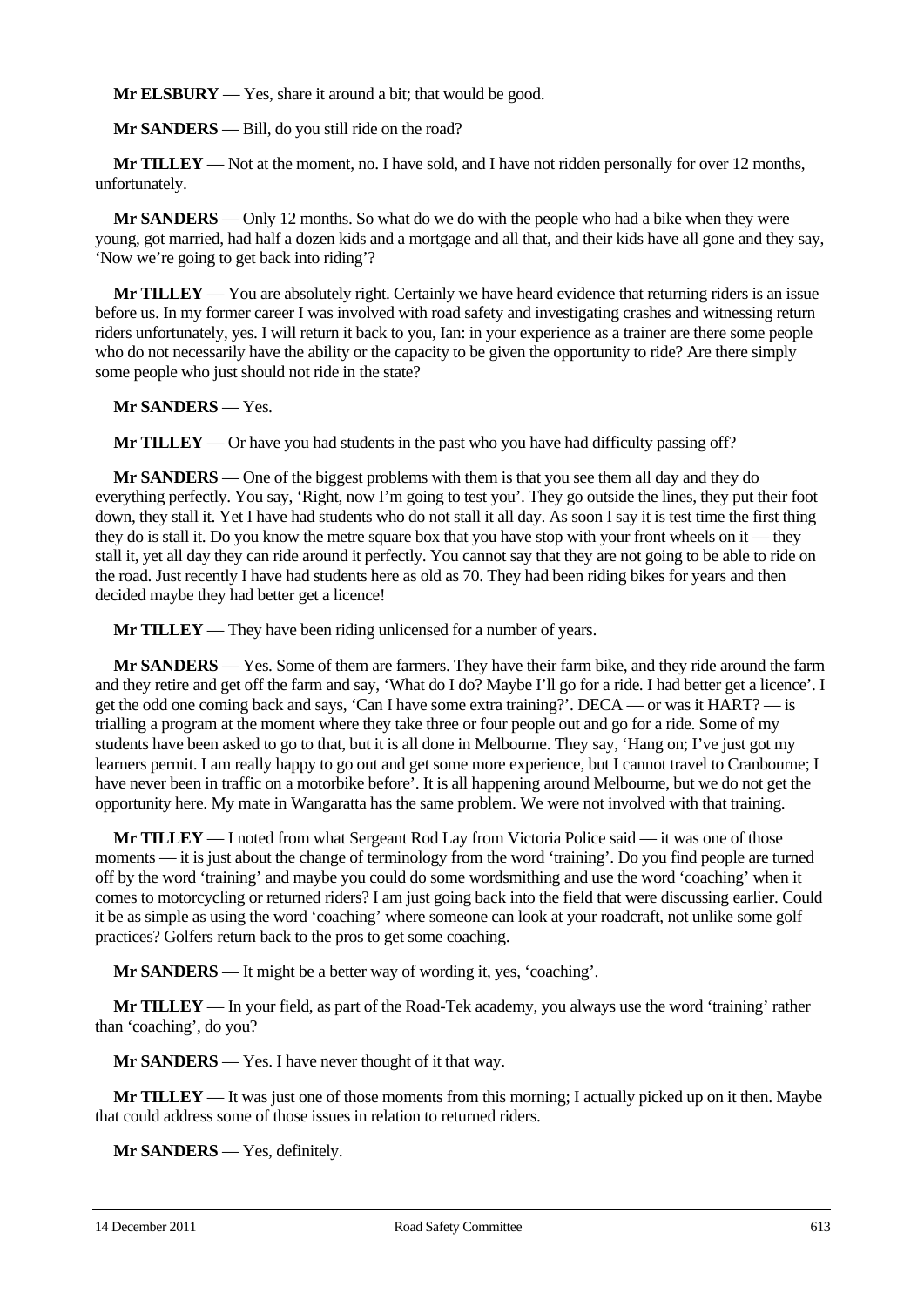**Mr ELSBURY** — Yes, share it around a bit; that would be good.

**Mr SANDERS** — Bill, do you still ride on the road?

**Mr TILLEY** — Not at the moment, no. I have sold, and I have not ridden personally for over 12 months, unfortunately.

**Mr SANDERS** — Only 12 months. So what do we do with the people who had a bike when they were young, got married, had half a dozen kids and a mortgage and all that, and their kids have all gone and they say, 'Now we're going to get back into riding'?

**Mr TILLEY** — You are absolutely right. Certainly we have heard evidence that returning riders is an issue before us. In my former career I was involved with road safety and investigating crashes and witnessing return riders unfortunately, yes. I will return it back to you, Ian: in your experience as a trainer are there some people who do not necessarily have the ability or the capacity to be given the opportunity to ride? Are there simply some people who just should not ride in the state?

**Mr SANDERS** — Yes.

**Mr TILLEY** — Or have you had students in the past who you have had difficulty passing off?

**Mr SANDERS** — One of the biggest problems with them is that you see them all day and they do everything perfectly. You say, 'Right, now I'm going to test you'. They go outside the lines, they put their foot down, they stall it. Yet I have had students who do not stall it all day. As soon I say it is test time the first thing they do is stall it. Do you know the metre square box that you have stop with your front wheels on it — they stall it, yet all day they can ride around it perfectly. You cannot say that they are not going to be able to ride on the road. Just recently I have had students here as old as 70. They had been riding bikes for years and then decided maybe they had better get a licence!

**Mr TILLEY** — They have been riding unlicensed for a number of years.

**Mr SANDERS** — Yes. Some of them are farmers. They have their farm bike, and they ride around the farm and they retire and get off the farm and say, 'What do I do? Maybe I'll go for a ride. I had better get a licence'. I get the odd one coming back and says, 'Can I have some extra training?'. DECA — or was it HART? — is trialling a program at the moment where they take three or four people out and go for a ride. Some of my students have been asked to go to that, but it is all done in Melbourne. They say, 'Hang on; I've just got my learners permit. I am really happy to go out and get some more experience, but I cannot travel to Cranbourne; I have never been in traffic on a motorbike before'. It is all happening around Melbourne, but we do not get the opportunity here. My mate in Wangaratta has the same problem. We were not involved with that training.

**Mr TILLEY** — I noted from what Sergeant Rod Lay from Victoria Police said — it was one of those moments — it is just about the change of terminology from the word 'training'. Do you find people are turned off by the word 'training' and maybe you could do some wordsmithing and use the word 'coaching' when it comes to motorcycling or returned riders? I am just going back into the field that were discussing earlier. Could it be as simple as using the word 'coaching' where someone can look at your roadcraft, not unlike some golf practices? Golfers return back to the pros to get some coaching.

**Mr SANDERS** — It might be a better way of wording it, yes, 'coaching'.

**Mr TILLEY** — In your field, as part of the Road-Tek academy, you always use the word 'training' rather than 'coaching', do you?

**Mr SANDERS** — Yes. I have never thought of it that way.

**Mr TILLEY** — It was just one of those moments from this morning; I actually picked up on it then. Maybe that could address some of those issues in relation to returned riders.

**Mr SANDERS** — Yes, definitely.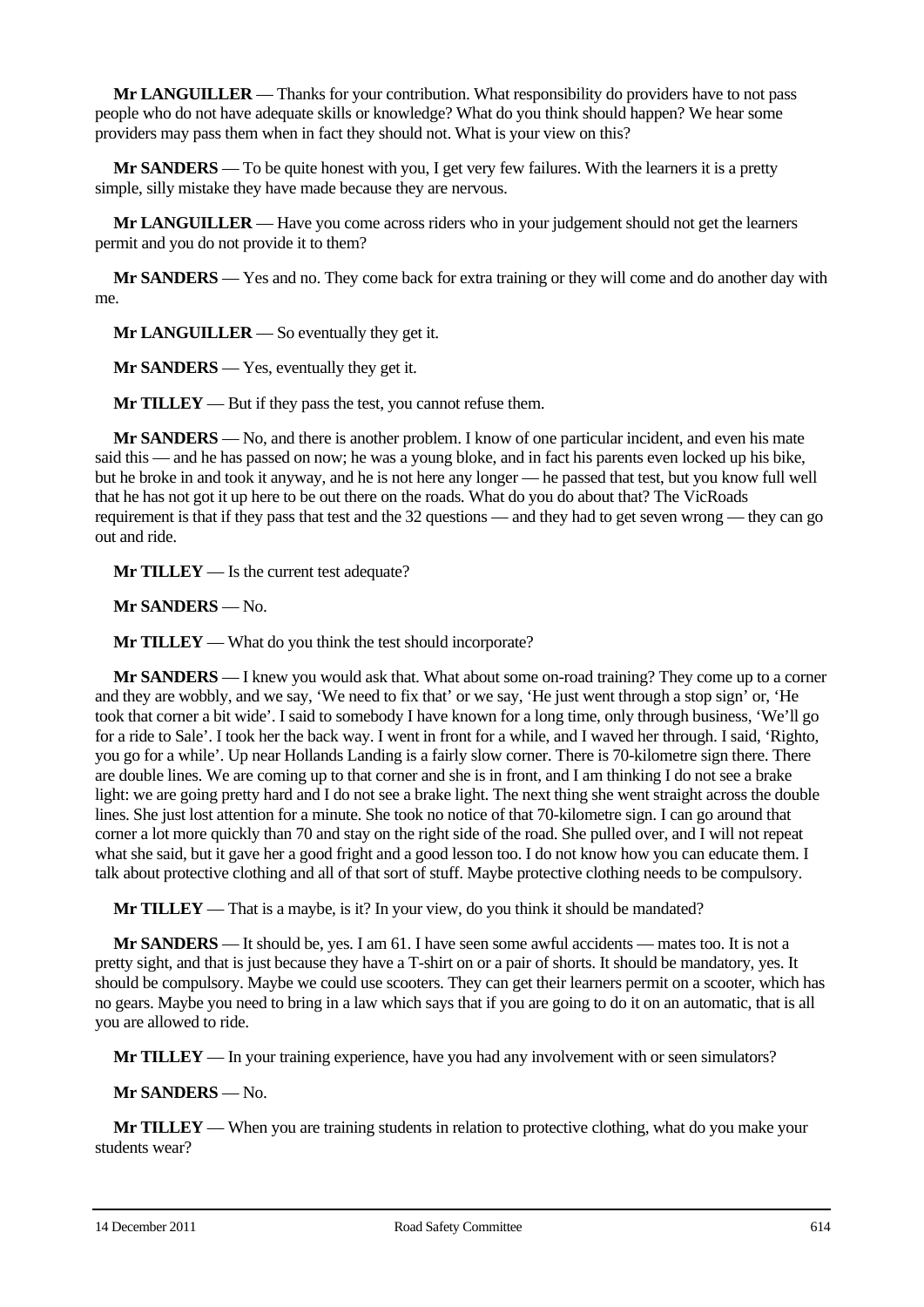**Mr LANGUILLER** — Thanks for your contribution. What responsibility do providers have to not pass people who do not have adequate skills or knowledge? What do you think should happen? We hear some providers may pass them when in fact they should not. What is your view on this?

**Mr SANDERS** — To be quite honest with you, I get very few failures. With the learners it is a pretty simple, silly mistake they have made because they are nervous.

**Mr LANGUILLER** — Have you come across riders who in your judgement should not get the learners permit and you do not provide it to them?

**Mr SANDERS** — Yes and no. They come back for extra training or they will come and do another day with me.

**Mr LANGUILLER** — So eventually they get it.

**Mr SANDERS** — Yes, eventually they get it.

**Mr TILLEY** — But if they pass the test, you cannot refuse them.

**Mr SANDERS** — No, and there is another problem. I know of one particular incident, and even his mate said this — and he has passed on now; he was a young bloke, and in fact his parents even locked up his bike, but he broke in and took it anyway, and he is not here any longer — he passed that test, but you know full well that he has not got it up here to be out there on the roads. What do you do about that? The VicRoads requirement is that if they pass that test and the 32 questions — and they had to get seven wrong — they can go out and ride.

**Mr TILLEY** — Is the current test adequate?

**Mr SANDERS** — No.

**Mr TILLEY** — What do you think the test should incorporate?

**Mr SANDERS** — I knew you would ask that. What about some on-road training? They come up to a corner and they are wobbly, and we say, 'We need to fix that' or we say, 'He just went through a stop sign' or, 'He took that corner a bit wide'. I said to somebody I have known for a long time, only through business, 'We'll go for a ride to Sale'. I took her the back way. I went in front for a while, and I waved her through. I said, 'Righto, you go for a while'. Up near Hollands Landing is a fairly slow corner. There is 70-kilometre sign there. There are double lines. We are coming up to that corner and she is in front, and I am thinking I do not see a brake light: we are going pretty hard and I do not see a brake light. The next thing she went straight across the double lines. She just lost attention for a minute. She took no notice of that 70-kilometre sign. I can go around that corner a lot more quickly than 70 and stay on the right side of the road. She pulled over, and I will not repeat what she said, but it gave her a good fright and a good lesson too. I do not know how you can educate them. I talk about protective clothing and all of that sort of stuff. Maybe protective clothing needs to be compulsory.

**Mr TILLEY** — That is a maybe, is it? In your view, do you think it should be mandated?

**Mr SANDERS** — It should be, yes. I am 61. I have seen some awful accidents — mates too. It is not a pretty sight, and that is just because they have a T-shirt on or a pair of shorts. It should be mandatory, yes. It should be compulsory. Maybe we could use scooters. They can get their learners permit on a scooter, which has no gears. Maybe you need to bring in a law which says that if you are going to do it on an automatic, that is all you are allowed to ride.

**Mr TILLEY** — In your training experience, have you had any involvement with or seen simulators?

**Mr SANDERS** — No.

**Mr TILLEY** — When you are training students in relation to protective clothing, what do you make your students wear?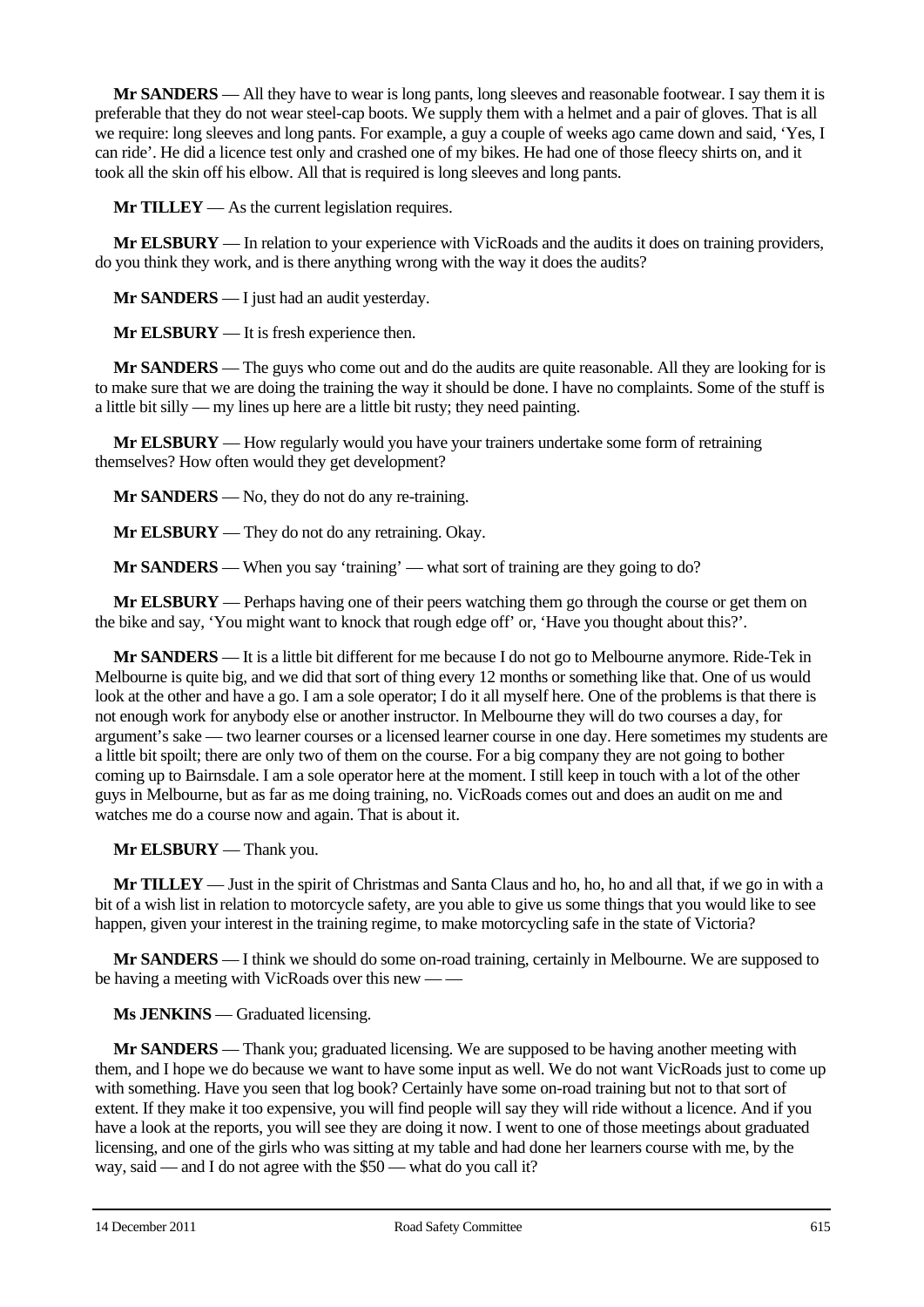**Mr SANDERS** — All they have to wear is long pants, long sleeves and reasonable footwear. I say them it is preferable that they do not wear steel-cap boots. We supply them with a helmet and a pair of gloves. That is all we require: long sleeves and long pants. For example, a guy a couple of weeks ago came down and said, 'Yes, I can ride'. He did a licence test only and crashed one of my bikes. He had one of those fleecy shirts on, and it took all the skin off his elbow. All that is required is long sleeves and long pants.

**Mr TILLEY** — As the current legislation requires.

**Mr ELSBURY** — In relation to your experience with VicRoads and the audits it does on training providers, do you think they work, and is there anything wrong with the way it does the audits?

**Mr SANDERS** — I just had an audit yesterday.

**Mr ELSBURY** — It is fresh experience then.

**Mr SANDERS** — The guys who come out and do the audits are quite reasonable. All they are looking for is to make sure that we are doing the training the way it should be done. I have no complaints. Some of the stuff is a little bit silly — my lines up here are a little bit rusty; they need painting.

**Mr ELSBURY** — How regularly would you have your trainers undertake some form of retraining themselves? How often would they get development?

**Mr SANDERS** — No, they do not do any re-training.

**Mr ELSBURY** — They do not do any retraining. Okay.

**Mr SANDERS** — When you say 'training' — what sort of training are they going to do?

**Mr ELSBURY** — Perhaps having one of their peers watching them go through the course or get them on the bike and say, 'You might want to knock that rough edge off' or, 'Have you thought about this?'.

**Mr SANDERS** — It is a little bit different for me because I do not go to Melbourne anymore. Ride-Tek in Melbourne is quite big, and we did that sort of thing every 12 months or something like that. One of us would look at the other and have a go. I am a sole operator; I do it all myself here. One of the problems is that there is not enough work for anybody else or another instructor. In Melbourne they will do two courses a day, for argument's sake — two learner courses or a licensed learner course in one day. Here sometimes my students are a little bit spoilt; there are only two of them on the course. For a big company they are not going to bother coming up to Bairnsdale. I am a sole operator here at the moment. I still keep in touch with a lot of the other guys in Melbourne, but as far as me doing training, no. VicRoads comes out and does an audit on me and watches me do a course now and again. That is about it.

**Mr ELSBURY** — Thank you.

**Mr TILLEY** — Just in the spirit of Christmas and Santa Claus and ho, ho, ho and all that, if we go in with a bit of a wish list in relation to motorcycle safety, are you able to give us some things that you would like to see happen, given your interest in the training regime, to make motorcycling safe in the state of Victoria?

**Mr SANDERS** — I think we should do some on-road training, certainly in Melbourne. We are supposed to be having a meeting with VicRoads over this new — —

**Ms JENKINS** — Graduated licensing.

**Mr SANDERS** — Thank you; graduated licensing. We are supposed to be having another meeting with them, and I hope we do because we want to have some input as well. We do not want VicRoads just to come up with something. Have you seen that log book? Certainly have some on-road training but not to that sort of extent. If they make it too expensive, you will find people will say they will ride without a licence. And if you have a look at the reports, you will see they are doing it now. I went to one of those meetings about graduated licensing, and one of the girls who was sitting at my table and had done her learners course with me, by the way, said — and I do not agree with the $50 — what do you call it?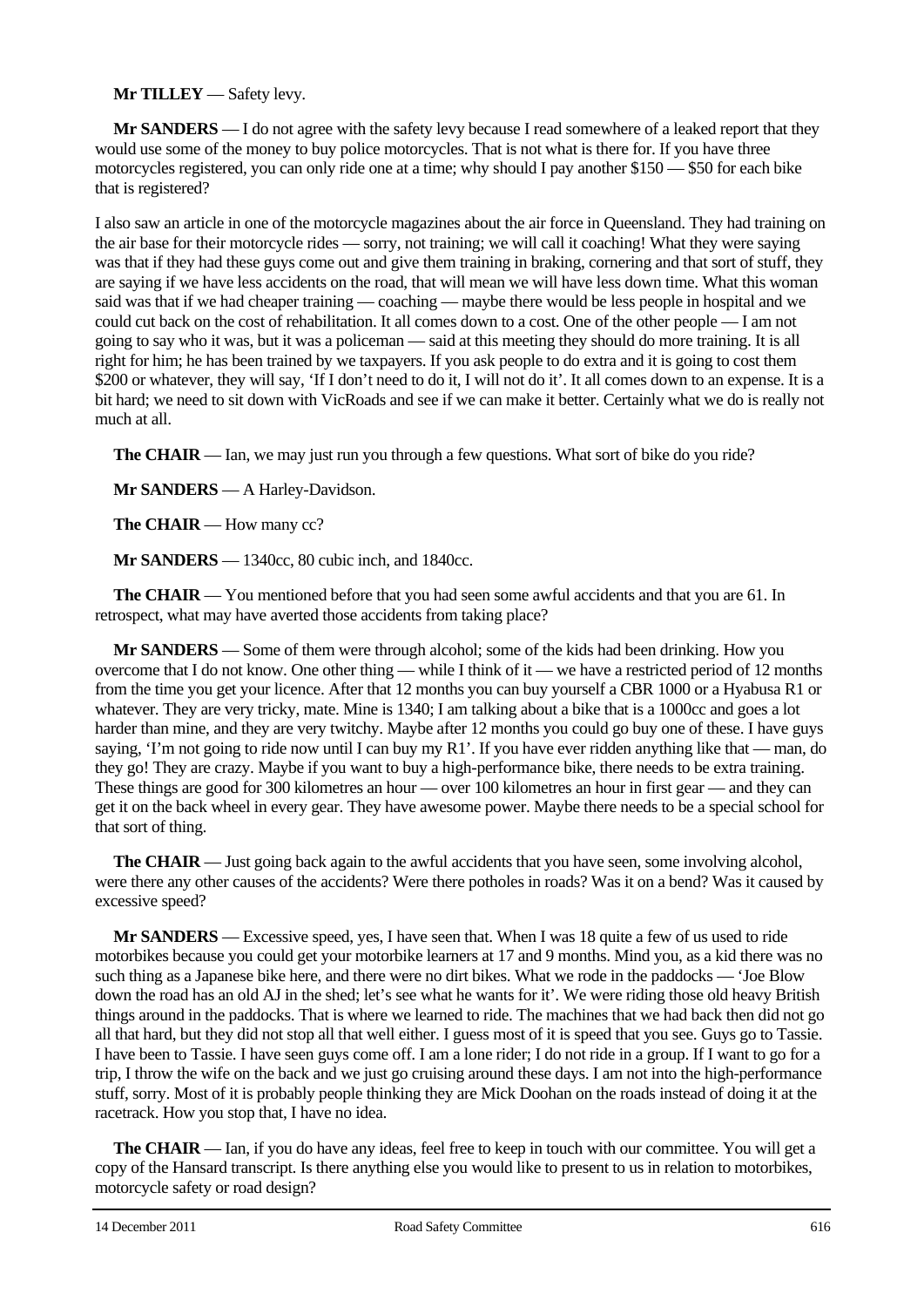**Mr TILLEY** — Safety levy.

**Mr SANDERS** — I do not agree with the safety levy because I read somewhere of a leaked report that they would use some of the money to buy police motorcycles. That is not what is there for. If you have three motorcycles registered, you can only ride one at a time; why should I pay another $150 — $50 for each bike that is registered?

I also saw an article in one of the motorcycle magazines about the air force in Queensland. They had training on the air base for their motorcycle rides — sorry, not training; we will call it coaching! What they were saying was that if they had these guys come out and give them training in braking, cornering and that sort of stuff, they are saying if we have less accidents on the road, that will mean we will have less down time. What this woman said was that if we had cheaper training — coaching — maybe there would be less people in hospital and we could cut back on the cost of rehabilitation. It all comes down to a cost. One of the other people — I am not going to say who it was, but it was a policeman — said at this meeting they should do more training. It is all right for him; he has been trained by we taxpayers. If you ask people to do extra and it is going to cost them $200 or whatever, they will say, 'If I don't need to do it, I will not do it'. It all comes down to an expense. It is a bit hard; we need to sit down with VicRoads and see if we can make it better. Certainly what we do is really not much at all.

**The CHAIR** — Ian, we may just run you through a few questions. What sort of bike do you ride?

**Mr SANDERS** — A Harley-Davidson.

**The CHAIR** — How many cc?

**Mr SANDERS** — 1340cc, 80 cubic inch, and 1840cc.

**The CHAIR** — You mentioned before that you had seen some awful accidents and that you are 61. In retrospect, what may have averted those accidents from taking place?

**Mr SANDERS** — Some of them were through alcohol; some of the kids had been drinking. How you overcome that I do not know. One other thing — while I think of it — we have a restricted period of 12 months from the time you get your licence. After that 12 months you can buy yourself a CBR 1000 or a Hyabusa R1 or whatever. They are very tricky, mate. Mine is 1340; I am talking about a bike that is a 1000cc and goes a lot harder than mine, and they are very twitchy. Maybe after 12 months you could go buy one of these. I have guys saying, 'I'm not going to ride now until I can buy my R1'. If you have ever ridden anything like that — man, do they go! They are crazy. Maybe if you want to buy a high-performance bike, there needs to be extra training. These things are good for 300 kilometres an hour — over 100 kilometres an hour in first gear — and they can get it on the back wheel in every gear. They have awesome power. Maybe there needs to be a special school for that sort of thing.

**The CHAIR** — Just going back again to the awful accidents that you have seen, some involving alcohol, were there any other causes of the accidents? Were there potholes in roads? Was it on a bend? Was it caused by excessive speed?

**Mr SANDERS** — Excessive speed, yes, I have seen that. When I was 18 quite a few of us used to ride motorbikes because you could get your motorbike learners at 17 and 9 months. Mind you, as a kid there was no such thing as a Japanese bike here, and there were no dirt bikes. What we rode in the paddocks — 'Joe Blow down the road has an old AJ in the shed; let's see what he wants for it'. We were riding those old heavy British things around in the paddocks. That is where we learned to ride. The machines that we had back then did not go all that hard, but they did not stop all that well either. I guess most of it is speed that you see. Guys go to Tassie. I have been to Tassie. I have seen guys come off. I am a lone rider; I do not ride in a group. If I want to go for a trip, I throw the wife on the back and we just go cruising around these days. I am not into the high-performance stuff, sorry. Most of it is probably people thinking they are Mick Doohan on the roads instead of doing it at the racetrack. How you stop that, I have no idea.

**The CHAIR** — Ian, if you do have any ideas, feel free to keep in touch with our committee. You will get a copy of the Hansard transcript. Is there anything else you would like to present to us in relation to motorbikes, motorcycle safety or road design?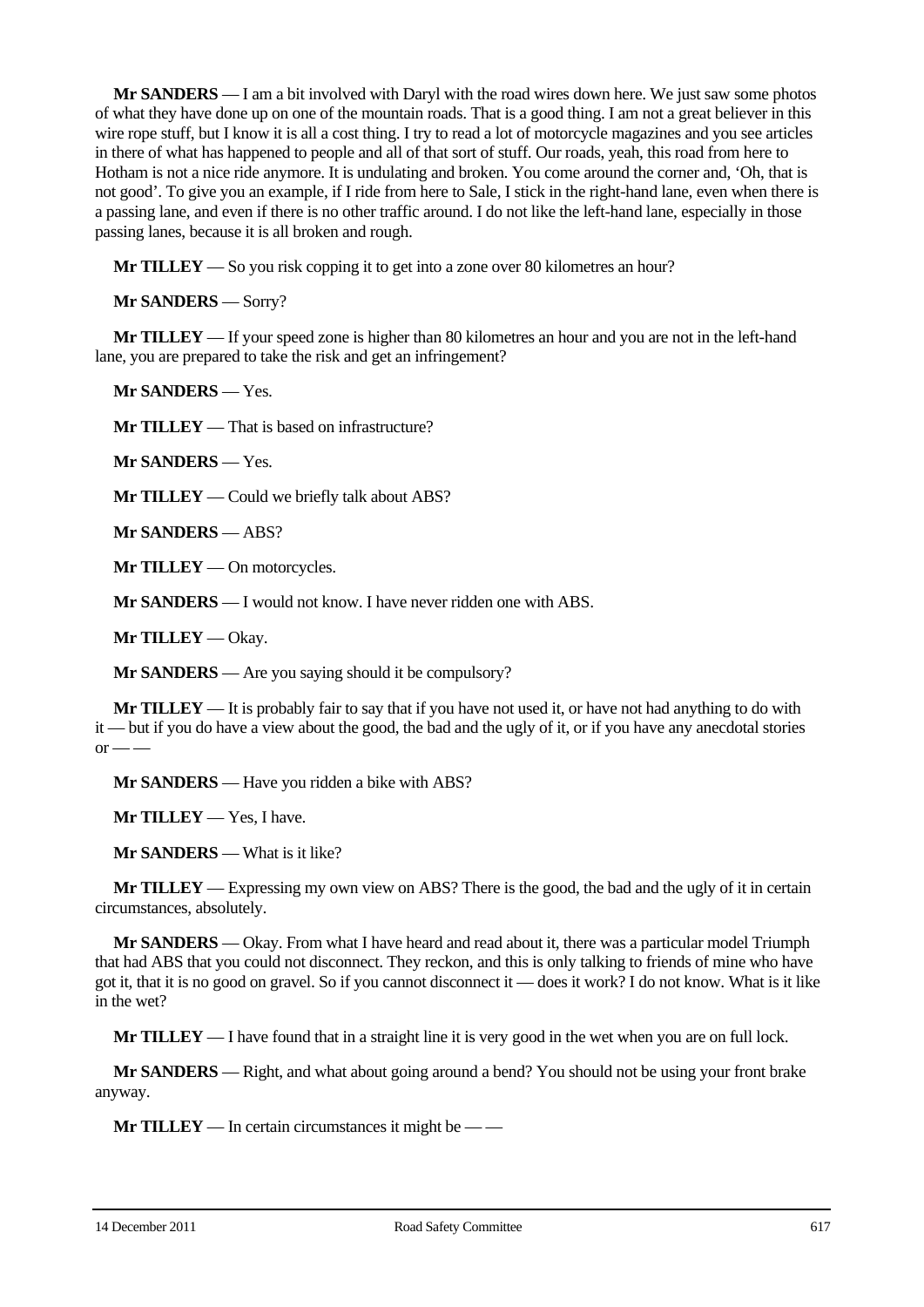**Mr SANDERS** — I am a bit involved with Daryl with the road wires down here. We just saw some photos of what they have done up on one of the mountain roads. That is a good thing. I am not a great believer in this wire rope stuff, but I know it is all a cost thing. I try to read a lot of motorcycle magazines and you see articles in there of what has happened to people and all of that sort of stuff. Our roads, yeah, this road from here to Hotham is not a nice ride anymore. It is undulating and broken. You come around the corner and, 'Oh, that is not good'. To give you an example, if I ride from here to Sale, I stick in the right-hand lane, even when there is a passing lane, and even if there is no other traffic around. I do not like the left-hand lane, especially in those passing lanes, because it is all broken and rough.

**Mr TILLEY** — So you risk copping it to get into a zone over 80 kilometres an hour?

**Mr SANDERS** — Sorry?

**Mr TILLEY** — If your speed zone is higher than 80 kilometres an hour and you are not in the left-hand lane, you are prepared to take the risk and get an infringement?

**Mr SANDERS** — Yes.

**Mr TILLEY** — That is based on infrastructure?

**Mr SANDERS** — Yes.

**Mr TILLEY** — Could we briefly talk about ABS?

**Mr SANDERS** — ABS?

**Mr TILLEY** — On motorcycles.

**Mr SANDERS** — I would not know. I have never ridden one with ABS.

**Mr TILLEY** — Okay.

**Mr SANDERS** — Are you saying should it be compulsory?

**Mr TILLEY** — It is probably fair to say that if you have not used it, or have not had anything to do with it — but if you do have a view about the good, the bad and the ugly of it, or if you have any anecdotal stories or — —

**Mr SANDERS** — Have you ridden a bike with ABS?

**Mr TILLEY** — Yes, I have.

**Mr SANDERS** — What is it like?

**Mr TILLEY** — Expressing my own view on ABS? There is the good, the bad and the ugly of it in certain circumstances, absolutely.

**Mr SANDERS** — Okay. From what I have heard and read about it, there was a particular model Triumph that had ABS that you could not disconnect. They reckon, and this is only talking to friends of mine who have got it, that it is no good on gravel. So if you cannot disconnect it — does it work? I do not know. What is it like in the wet?

**Mr TILLEY** — I have found that in a straight line it is very good in the wet when you are on full lock.

**Mr SANDERS** — Right, and what about going around a bend? You should not be using your front brake anyway.

**Mr TILLEY** — In certain circumstances it might be — —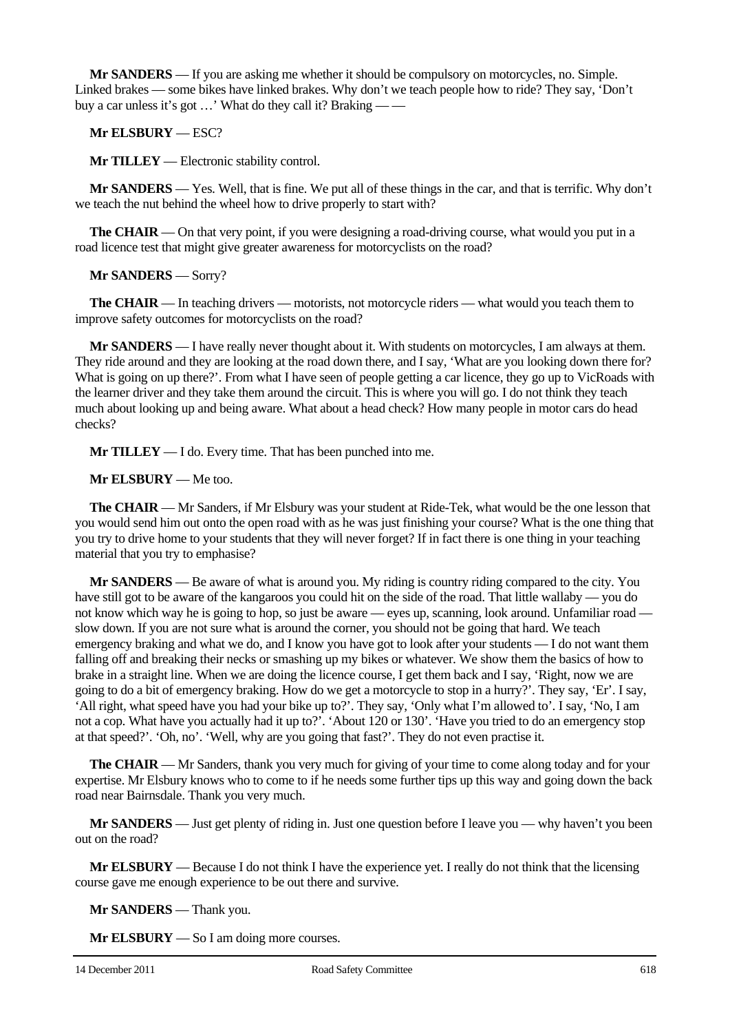**Mr SANDERS** — If you are asking me whether it should be compulsory on motorcycles, no. Simple. Linked brakes — some bikes have linked brakes. Why don't we teach people how to ride? They say, 'Don't buy a car unless it's got …' What do they call it? Braking — —

**Mr ELSBURY** — ESC?

**Mr TILLEY** — Electronic stability control.

**Mr SANDERS** — Yes. Well, that is fine. We put all of these things in the car, and that is terrific. Why don't we teach the nut behind the wheel how to drive properly to start with?

**The CHAIR** — On that very point, if you were designing a road-driving course, what would you put in a road licence test that might give greater awareness for motorcyclists on the road?

**Mr SANDERS** — Sorry?

**The CHAIR** — In teaching drivers — motorists, not motorcycle riders — what would you teach them to improve safety outcomes for motorcyclists on the road?

**Mr SANDERS** — I have really never thought about it. With students on motorcycles, I am always at them. They ride around and they are looking at the road down there, and I say, 'What are you looking down there for? What is going on up there?'. From what I have seen of people getting a car licence, they go up to VicRoads with the learner driver and they take them around the circuit. This is where you will go. I do not think they teach much about looking up and being aware. What about a head check? How many people in motor cars do head checks?

**Mr TILLEY** — I do. Every time. That has been punched into me.

**Mr ELSBURY** — Me too.

**The CHAIR** — Mr Sanders, if Mr Elsbury was your student at Ride-Tek, what would be the one lesson that you would send him out onto the open road with as he was just finishing your course? What is the one thing that you try to drive home to your students that they will never forget? If in fact there is one thing in your teaching material that you try to emphasise?

**Mr SANDERS** — Be aware of what is around you. My riding is country riding compared to the city. You have still got to be aware of the kangaroos you could hit on the side of the road. That little wallaby — you do not know which way he is going to hop, so just be aware — eyes up, scanning, look around. Unfamiliar road — slow down. If you are not sure what is around the corner, you should not be going that hard. We teach emergency braking and what we do, and I know you have got to look after your students — I do not want them falling off and breaking their necks or smashing up my bikes or whatever. We show them the basics of how to brake in a straight line. When we are doing the licence course, I get them back and I say, 'Right, now we are going to do a bit of emergency braking. How do we get a motorcycle to stop in a hurry?'. They say, 'Er'. I say, 'All right, what speed have you had your bike up to?'. They say, 'Only what I'm allowed to'. I say, 'No, I am not a cop. What have you actually had it up to?'. 'About 120 or 130'. 'Have you tried to do an emergency stop at that speed?'. 'Oh, no'. 'Well, why are you going that fast?'. They do not even practise it.

**The CHAIR** — Mr Sanders, thank you very much for giving of your time to come along today and for your expertise. Mr Elsbury knows who to come to if he needs some further tips up this way and going down the back road near Bairnsdale. Thank you very much.

**Mr SANDERS** — Just get plenty of riding in. Just one question before I leave you — why haven't you been out on the road?

**Mr ELSBURY** — Because I do not think I have the experience yet. I really do not think that the licensing course gave me enough experience to be out there and survive.

**Mr SANDERS** — Thank you.

**Mr ELSBURY** — So I am doing more courses.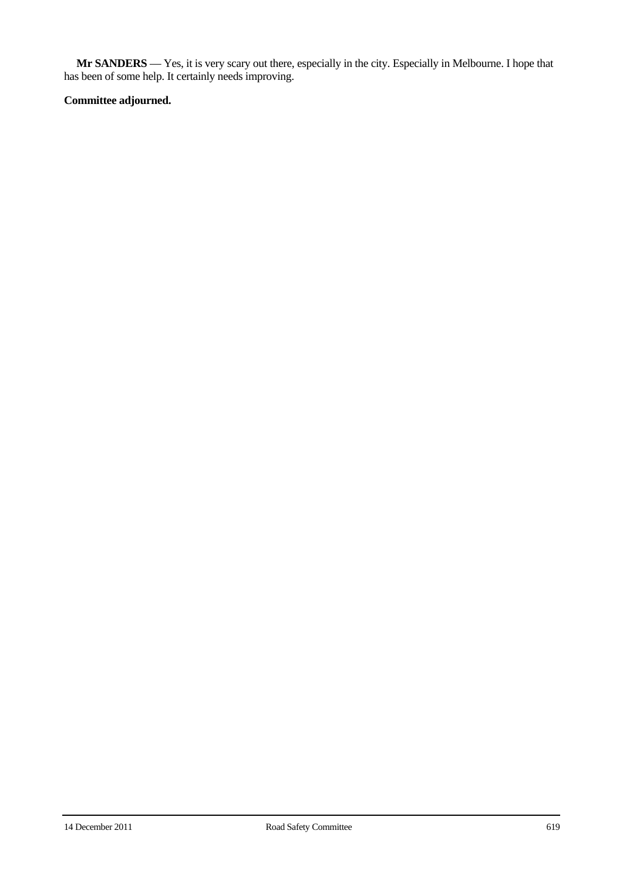**Mr SANDERS** — Yes, it is very scary out there, especially in the city. Especially in Melbourne. I hope that has been of some help. It certainly needs improving.

**Committee adjourned.**